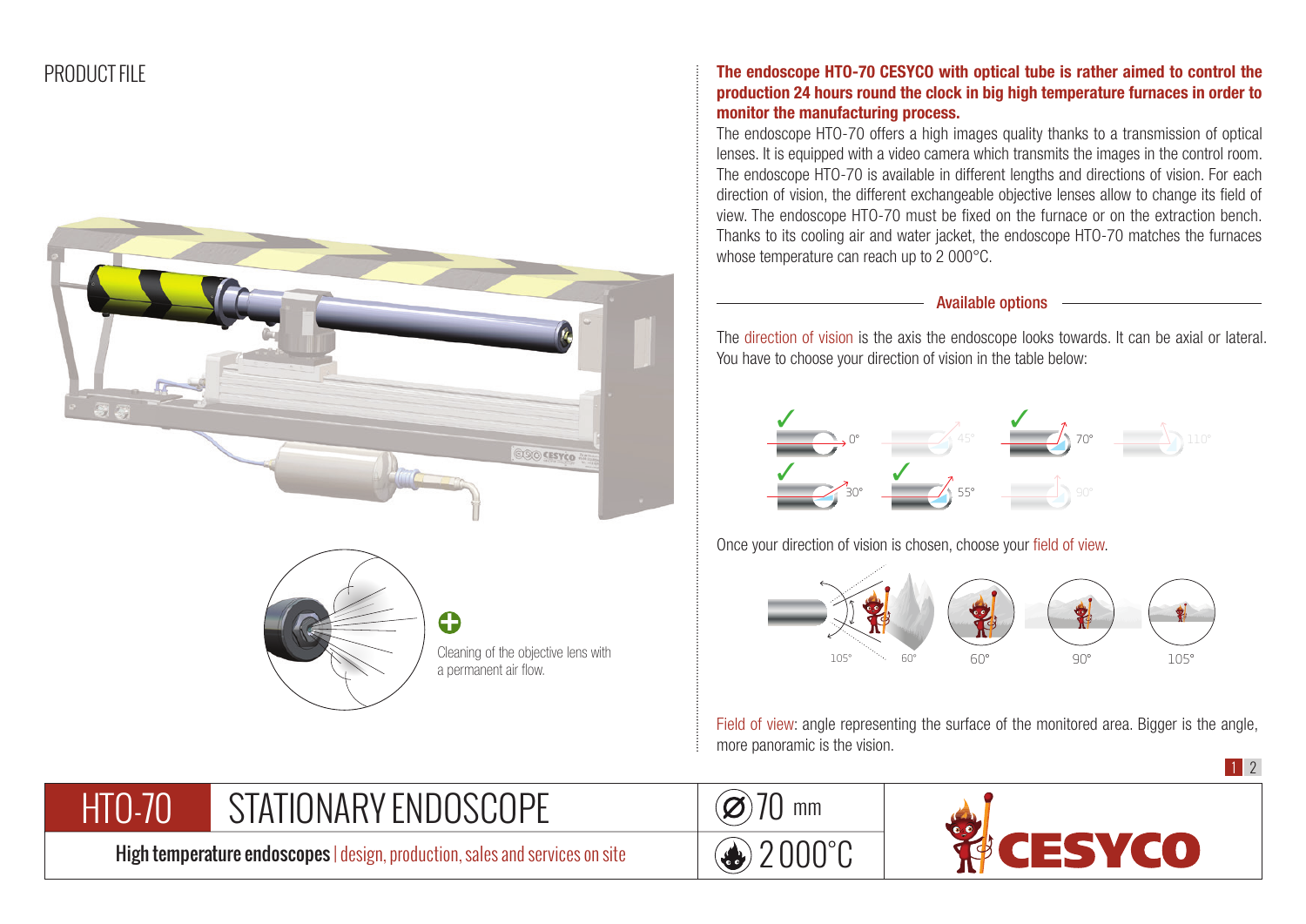PRODUCT FILE

Cleaning of the objective lens with a permanent air flow.

**The endoscope HTO-70 CESYCO with optical tube is rather aimed to control the production 24 hours round the clock in big high temperature furnaces in order to monitor the manufacturing process.**

The endoscope HTO-70 offers a high images quality thanks to a transmission of optical lenses. It is equipped with a video camera which transmits the images in the control room. The endoscope HTO-70 is available in different lengths and directions of vision. For each direction of vision, the different exchangeable objective lenses allow to change its field of view. The endoscope HTO-70 must be fixed on the furnace or on the extraction bench. Thanks to its cooling air and water jacket, the endoscope HTO-70 matches the furnaces whose temperature can reach up to 2 000°C.

## Available options

The direction of vision is the axis the endoscope looks towards. It can be axial or lateral. You have to choose your direction of vision in the table below:

✓ 0° | 45° | ✓ 70° | 110°
✓ 30° | ✓ 55° | 90°

Once your direction of vision is chosen, choose your field of view.

105° 60° | 60° | 90° | 105°

Field of view: angle representing the surface of the monitored area. Bigger is the angle, more panoramic is the vision.

# HTO-70 STATIONARY ENDOSCOPE

Ø 70 mm

2 000°C

**High temperature endoscopes** | design, production, sales and services on site

CESYCO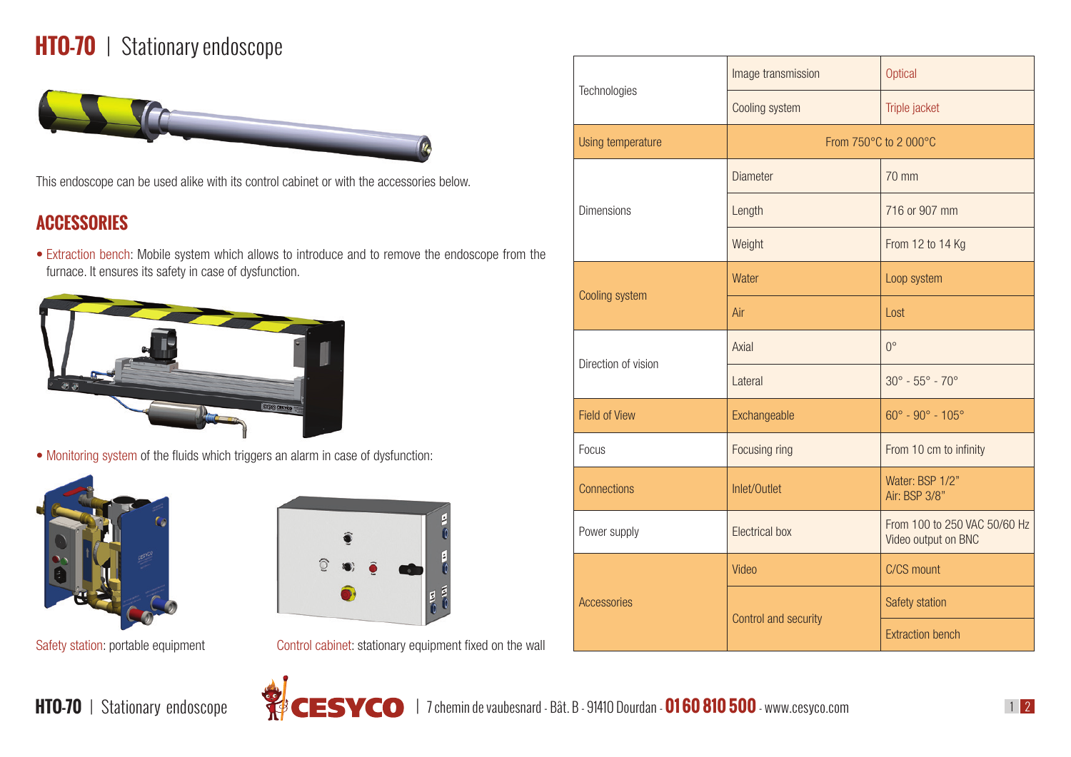# HTO-70 | Stationary endoscope

This endoscope can be used alike with its control cabinet or with the accessories below.

## ACCESSORIES

- Extraction bench: Mobile system which allows to introduce and to remove the endoscope from the furnace. It ensures its safety in case of dysfunction.

- Monitoring system of the fluids which triggers an alarm in case of dysfunction:

Safety station: portable equipment

Control cabinet: stationary equipment fixed on the wall

| | | |
|---|---|---|
| Technologies | Image transmission | Optical |
| | Cooling system | Triple jacket |
| Using temperature | From 750°C to 2 000°C | |
| Dimensions | Diameter | 70 mm |
| | Length | 716 or 907 mm |
| | Weight | From 12 to 14 Kg |
| Cooling system | Water | Loop system |
| | Air | Lost |
| Direction of vision | Axial | 0° |
| | Lateral | 30° - 55° - 70° |
| Field of View | Exchangeable | 60° - 90° - 105° |
| Focus | Focusing ring | From 10 cm to infinity |
| Connections | Inlet/Outlet | Water: BSP 1/2"<br>Air: BSP 3/8" |
| Power supply | Electrical box | From 100 to 250 VAC 50/60 Hz<br>Video output on BNC |
| Accessories | Video | C/CS mount |
| | Control and security | Safety station |
| | | Extraction bench |

CESYCO | 7 chemin de vaubesnard - Bât. B - 91410 Dourdan - 01 60 810 500 - www.cesyco.com